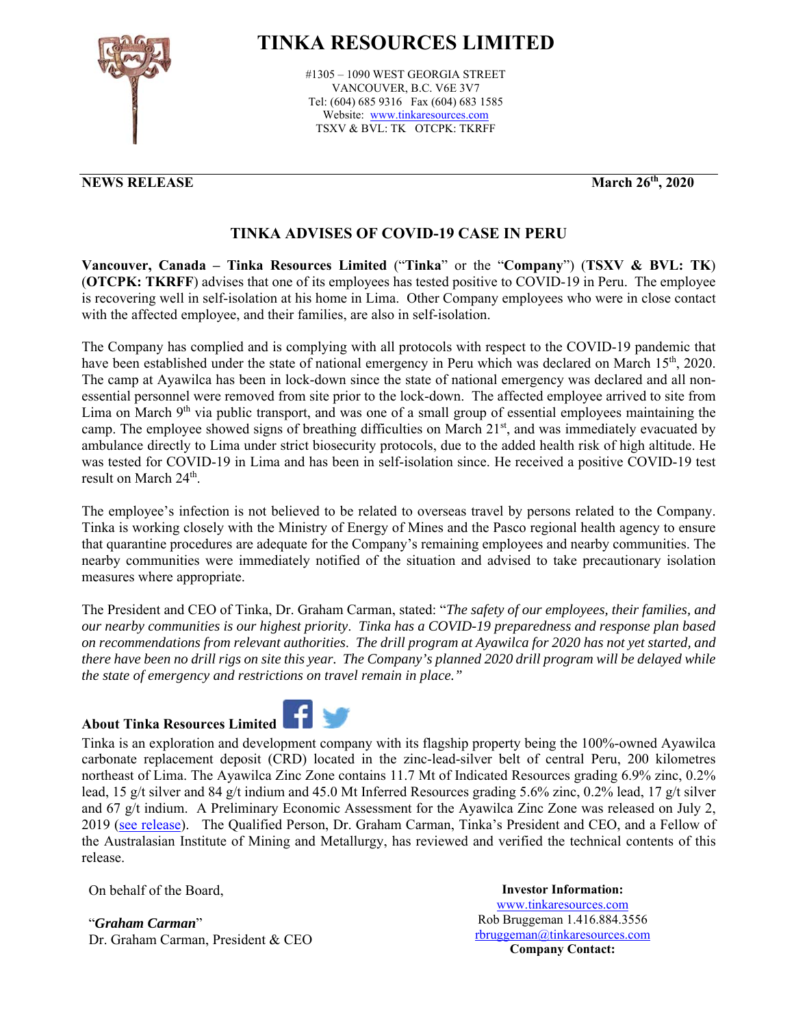# TINKA RESOURCES LIMITED

#1305 – 1090 WEST GEORGIA STREET
VANCOUVER, B.C. V6E 3V7
Tel: (604) 685 9316 Fax (604) 683 1585
Website: www.tinkaresources.com
TSXV & BVL: TK OTCPK: TKRFF

**NEWS RELEASE** **March 26th, 2020**

## TINKA ADVISES OF COVID-19 CASE IN PERU

**Vancouver, Canada – Tinka Resources Limited** ("**Tinka**" or the "**Company**") (**TSXV & BVL: TK**) (**OTCPK: TKRFF**) advises that one of its employees has tested positive to COVID-19 in Peru. The employee is recovering well in self-isolation at his home in Lima. Other Company employees who were in close contact with the affected employee, and their families, are also in self-isolation.

The Company has complied and is complying with all protocols with respect to the COVID-19 pandemic that have been established under the state of national emergency in Peru which was declared on March 15th, 2020. The camp at Ayawilca has been in lock-down since the state of national emergency was declared and all non-essential personnel were removed from site prior to the lock-down. The affected employee arrived to site from Lima on March 9th via public transport, and was one of a small group of essential employees maintaining the camp. The employee showed signs of breathing difficulties on March 21st, and was immediately evacuated by ambulance directly to Lima under strict biosecurity protocols, due to the added health risk of high altitude. He was tested for COVID-19 in Lima and has been in self-isolation since. He received a positive COVID-19 test result on March 24th.

The employee's infection is not believed to be related to overseas travel by persons related to the Company. Tinka is working closely with the Ministry of Energy of Mines and the Pasco regional health agency to ensure that quarantine procedures are adequate for the Company's remaining employees and nearby communities. The nearby communities were immediately notified of the situation and advised to take precautionary isolation measures where appropriate.

The President and CEO of Tinka, Dr. Graham Carman, stated: "*The safety of our employees, their families, and our nearby communities is our highest priority. Tinka has a COVID-19 preparedness and response plan based on recommendations from relevant authorities. The drill program at Ayawilca for 2020 has not yet started, and there have been no drill rigs on site this year. The Company's planned 2020 drill program will be delayed while the state of emergency and restrictions on travel remain in place.*"

### About Tinka Resources Limited

Tinka is an exploration and development company with its flagship property being the 100%-owned Ayawilca carbonate replacement deposit (CRD) located in the zinc-lead-silver belt of central Peru, 200 kilometres northeast of Lima. The Ayawilca Zinc Zone contains 11.7 Mt of Indicated Resources grading 6.9% zinc, 0.2% lead, 15 g/t silver and 84 g/t indium and 45.0 Mt Inferred Resources grading 5.6% zinc, 0.2% lead, 17 g/t silver and 67 g/t indium. A Preliminary Economic Assessment for the Ayawilca Zinc Zone was released on July 2, 2019 (see release). The Qualified Person, Dr. Graham Carman, Tinka's President and CEO, and a Fellow of the Australasian Institute of Mining and Metallurgy, has reviewed and verified the technical contents of this release.

On behalf of the Board,

"***Graham Carman***"
Dr. Graham Carman, President & CEO

**Investor Information:**
www.tinkaresources.com
Rob Bruggeman 1.416.884.3556
rbruggeman@tinkaresources.com
**Company Contact:**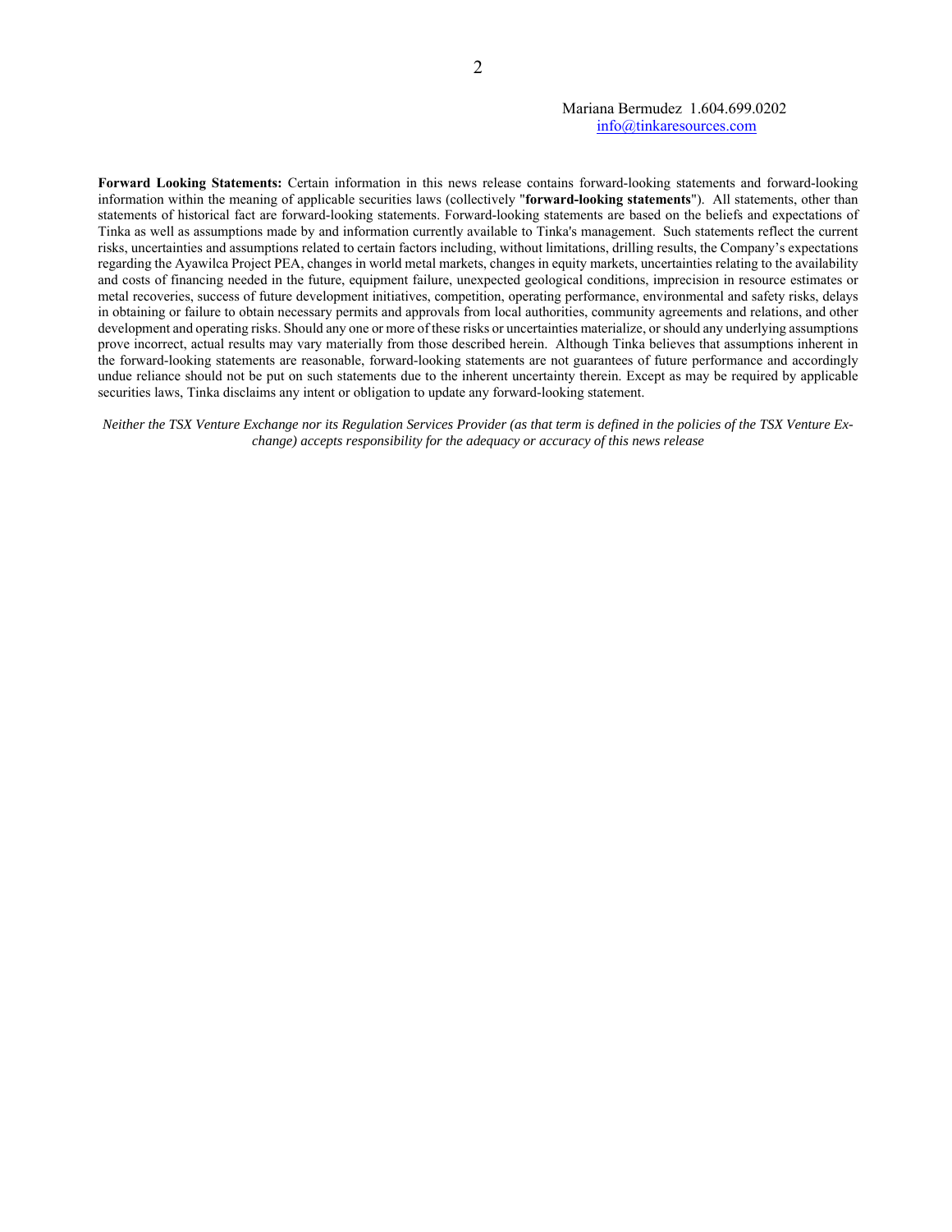Mariana Bermudez 1.604.699.0202
info@tinkaresources.com

**Forward Looking Statements:** Certain information in this news release contains forward-looking statements and forward-looking information within the meaning of applicable securities laws (collectively "**forward-looking statements**"). All statements, other than statements of historical fact are forward-looking statements. Forward-looking statements are based on the beliefs and expectations of Tinka as well as assumptions made by and information currently available to Tinka's management. Such statements reflect the current risks, uncertainties and assumptions related to certain factors including, without limitations, drilling results, the Company's expectations regarding the Ayawilca Project PEA, changes in world metal markets, changes in equity markets, uncertainties relating to the availability and costs of financing needed in the future, equipment failure, unexpected geological conditions, imprecision in resource estimates or metal recoveries, success of future development initiatives, competition, operating performance, environmental and safety risks, delays in obtaining or failure to obtain necessary permits and approvals from local authorities, community agreements and relations, and other development and operating risks. Should any one or more of these risks or uncertainties materialize, or should any underlying assumptions prove incorrect, actual results may vary materially from those described herein. Although Tinka believes that assumptions inherent in the forward-looking statements are reasonable, forward-looking statements are not guarantees of future performance and accordingly undue reliance should not be put on such statements due to the inherent uncertainty therein. Except as may be required by applicable securities laws, Tinka disclaims any intent or obligation to update any forward-looking statement.

*Neither the TSX Venture Exchange nor its Regulation Services Provider (as that term is defined in the policies of the TSX Venture Exchange) accepts responsibility for the adequacy or accuracy of this news release*